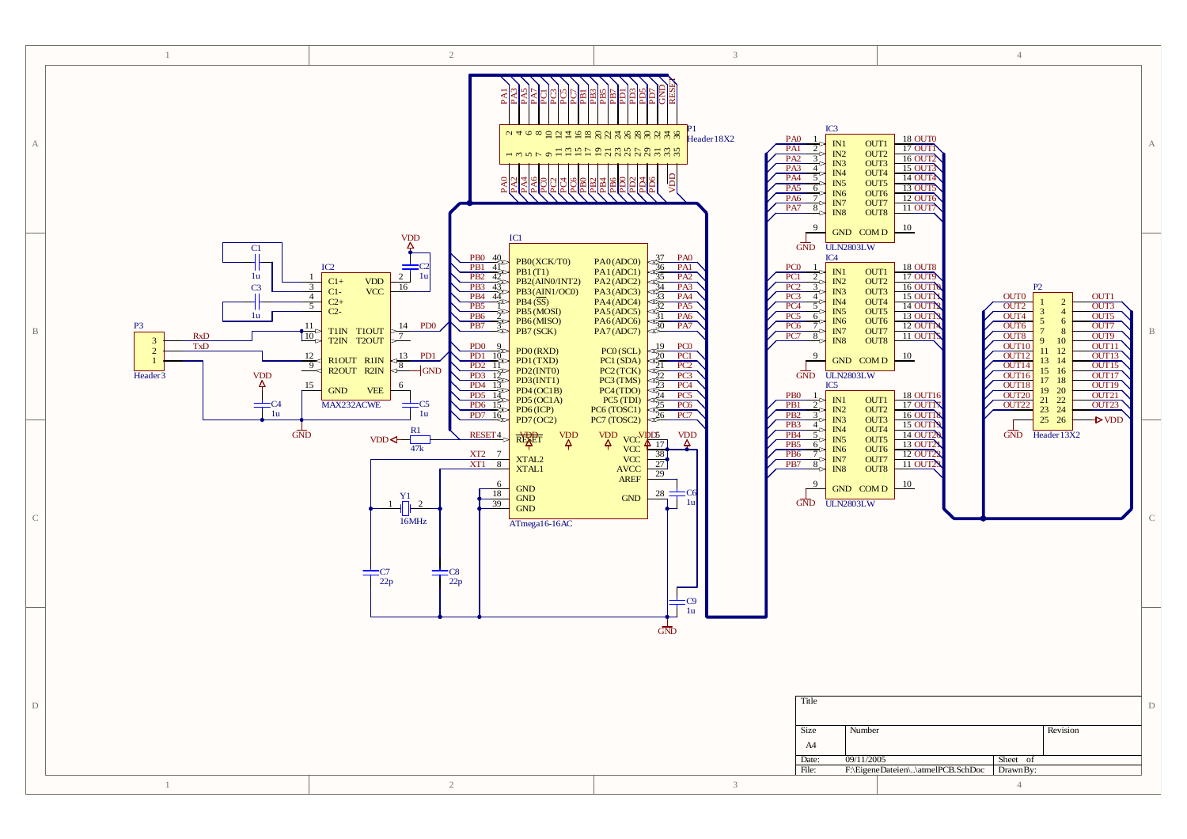| Title | | | |
|---|---|---|---|
| Size | Number | | Revision |
| A4 | | | |
| Date: | 09/11/2005 | Sheet of | |
| File: | F:\EigeneDateien\..\atmelPCB.SchDoc | DrawnBy: | |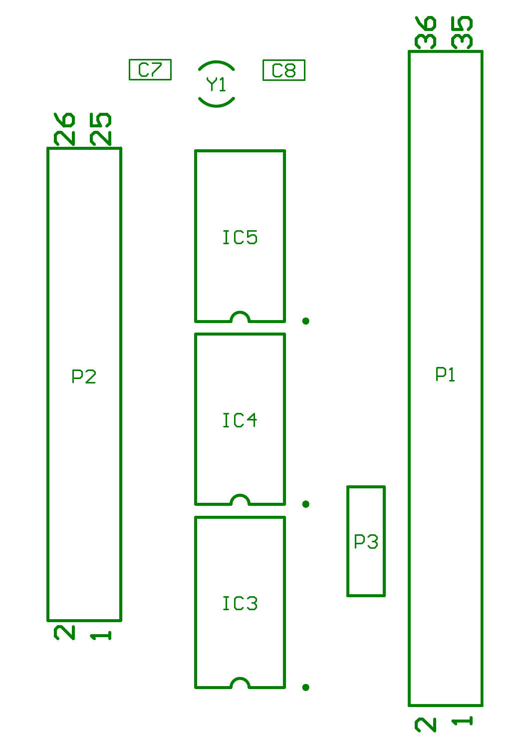C7

Y1

C8

26 25

36 35

IC5

IC4

IC3

P2

P1

P3

2 1

2 1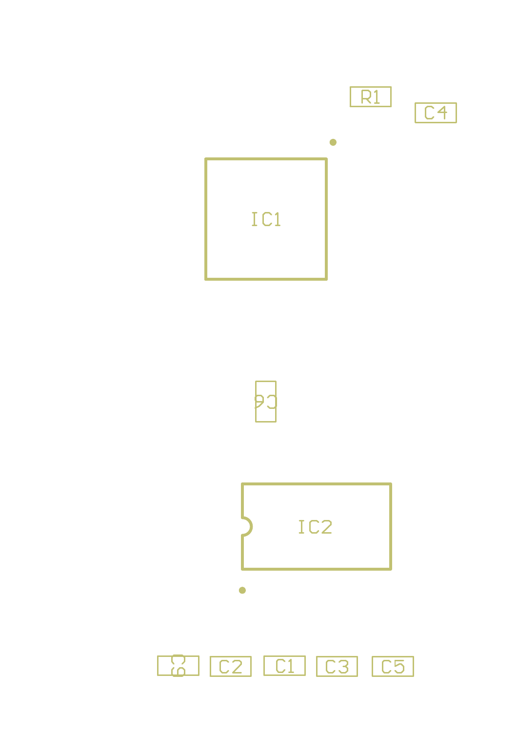R1

C4

IC1

C6

IC2

C8 C2 C1 C3 C5